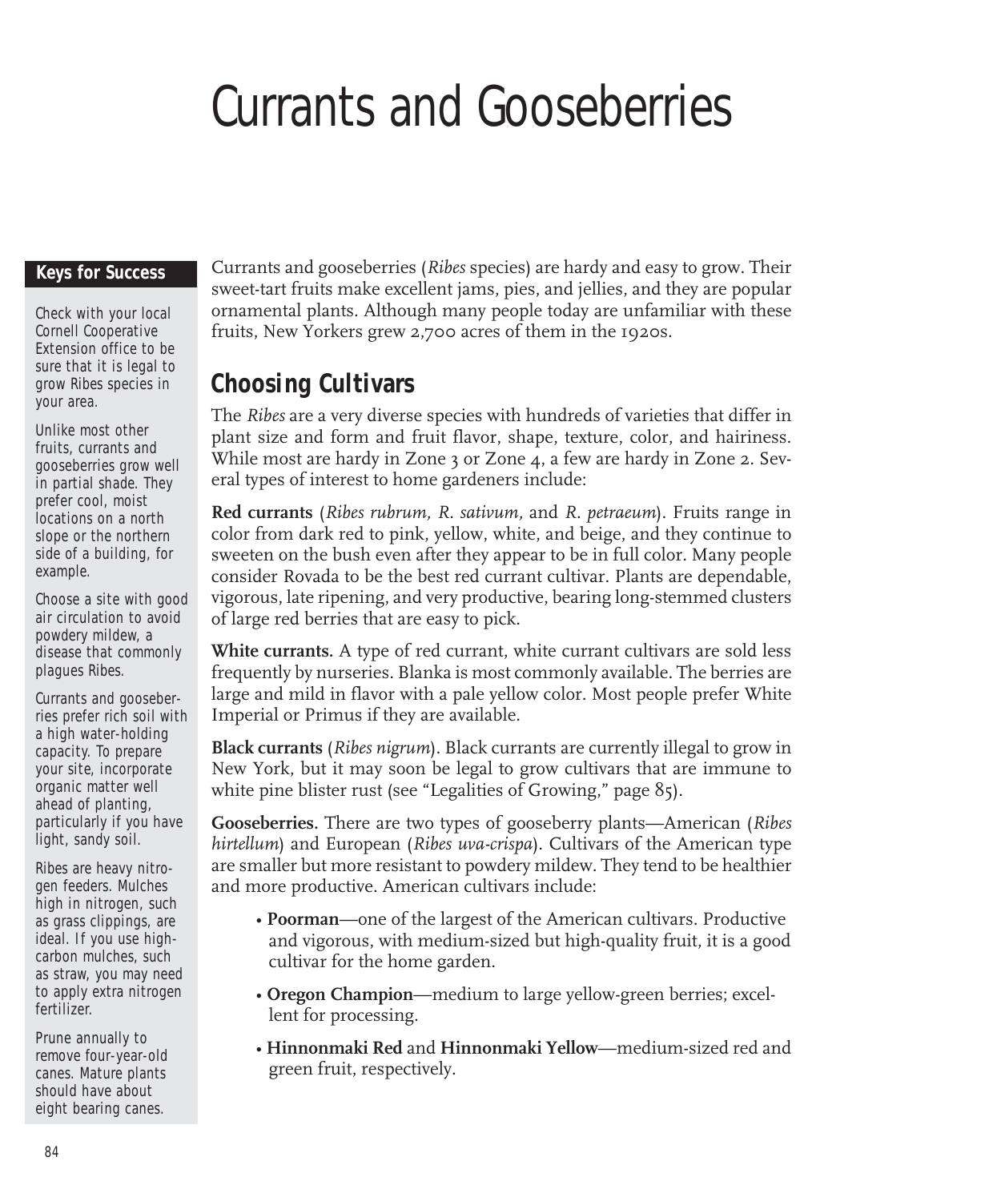# Currants and Gooseberries

**Keys for Success**

Check with your local Cornell Cooperative Extension office to be sure that it is legal to grow Ribes species in your area.

Unlike most other fruits, currants and gooseberries grow well in partial shade. They prefer cool, moist locations on a north slope or the northern side of a building, for example.

Choose a site with good air circulation to avoid powdery mildew, a disease that commonly plagues Ribes.

Currants and gooseberries prefer rich soil with a high water-holding capacity. To prepare your site, incorporate organic matter well ahead of planting, particularly if you have light, sandy soil.

Ribes are heavy nitrogen feeders. Mulches high in nitrogen, such as grass clippings, are ideal. If you use high-carbon mulches, such as straw, you may need to apply extra nitrogen fertilizer.

Prune annually to remove four-year-old canes. Mature plants should have about eight bearing canes.

Currants and gooseberries (*Ribes* species) are hardy and easy to grow. Their sweet-tart fruits make excellent jams, pies, and jellies, and they are popular ornamental plants. Although many people today are unfamiliar with these fruits, New Yorkers grew 2,700 acres of them in the 1920s.

## Choosing Cultivars

The *Ribes* are a very diverse species with hundreds of varieties that differ in plant size and form and fruit flavor, shape, texture, color, and hairiness. While most are hardy in Zone 3 or Zone 4, a few are hardy in Zone 2. Several types of interest to home gardeners include:

**Red currants** (*Ribes rubrum, R. sativum,* and *R. petraeum*). Fruits range in color from dark red to pink, yellow, white, and beige, and they continue to sweeten on the bush even after they appear to be in full color. Many people consider Rovada to be the best red currant cultivar. Plants are dependable, vigorous, late ripening, and very productive, bearing long-stemmed clusters of large red berries that are easy to pick.

**White currants.** A type of red currant, white currant cultivars are sold less frequently by nurseries. Blanka is most commonly available. The berries are large and mild in flavor with a pale yellow color. Most people prefer White Imperial or Primus if they are available.

**Black currants** (*Ribes nigrum*). Black currants are currently illegal to grow in New York, but it may soon be legal to grow cultivars that are immune to white pine blister rust (see "Legalities of Growing," page 85).

**Gooseberries.** There are two types of gooseberry plants—American (*Ribes hirtellum*) and European (*Ribes uva-crispa*). Cultivars of the American type are smaller but more resistant to powdery mildew. They tend to be healthier and more productive. American cultivars include:

- **Poorman**—one of the largest of the American cultivars. Productive and vigorous, with medium-sized but high-quality fruit, it is a good cultivar for the home garden.
- **Oregon Champion**—medium to large yellow-green berries; excellent for processing.
- **Hinnonmaki Red** and **Hinnonmaki Yellow**—medium-sized red and green fruit, respectively.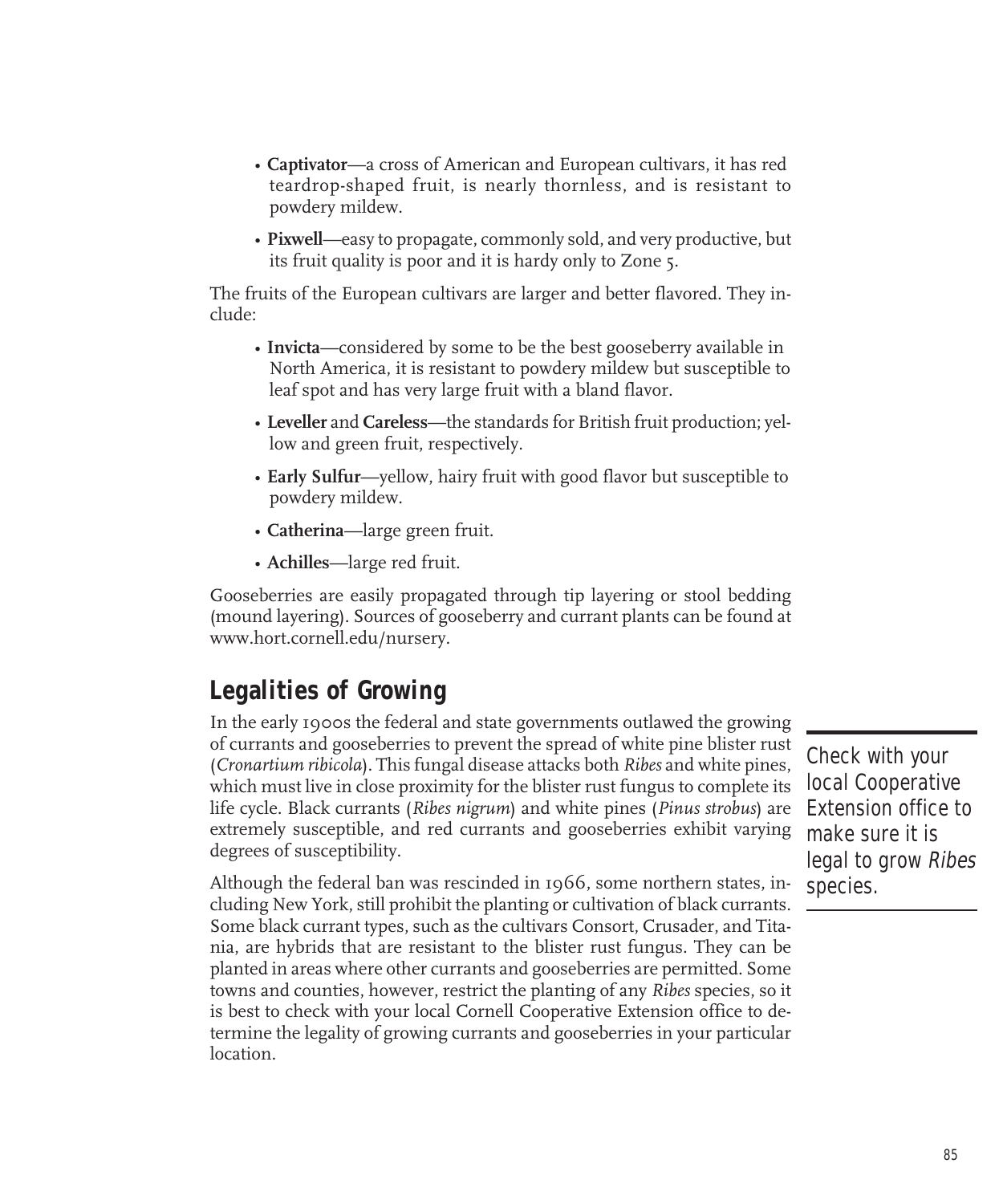- **Captivator**—a cross of American and European cultivars, it has red teardrop-shaped fruit, is nearly thornless, and is resistant to powdery mildew.
- **Pixwell**—easy to propagate, commonly sold, and very productive, but its fruit quality is poor and it is hardy only to Zone 5.

The fruits of the European cultivars are larger and better flavored. They include:

- **Invicta**—considered by some to be the best gooseberry available in North America, it is resistant to powdery mildew but susceptible to leaf spot and has very large fruit with a bland flavor.
- **Leveller** and **Careless**—the standards for British fruit production; yellow and green fruit, respectively.
- **Early Sulfur**—yellow, hairy fruit with good flavor but susceptible to powdery mildew.
- **Catherina**—large green fruit.
- **Achilles**—large red fruit.

Gooseberries are easily propagated through tip layering or stool bedding (mound layering). Sources of gooseberry and currant plants can be found at www.hort.cornell.edu/nursery.

## Legalities of Growing

In the early 1900s the federal and state governments outlawed the growing of currants and gooseberries to prevent the spread of white pine blister rust (*Cronartium ribicola*). This fungal disease attacks both *Ribes* and white pines, which must live in close proximity for the blister rust fungus to complete its life cycle. Black currants (*Ribes nigrum*) and white pines (*Pinus strobus*) are extremely susceptible, and red currants and gooseberries exhibit varying degrees of susceptibility.

Although the federal ban was rescinded in 1966, some northern states, including New York, still prohibit the planting or cultivation of black currants. Some black currant types, such as the cultivars Consort, Crusader, and Titania, are hybrids that are resistant to the blister rust fungus. They can be planted in areas where other currants and gooseberries are permitted. Some towns and counties, however, restrict the planting of any *Ribes* species, so it is best to check with your local Cornell Cooperative Extension office to determine the legality of growing currants and gooseberries in your particular location.

Check with your local Cooperative Extension office to make sure it is legal to grow *Ribes* species.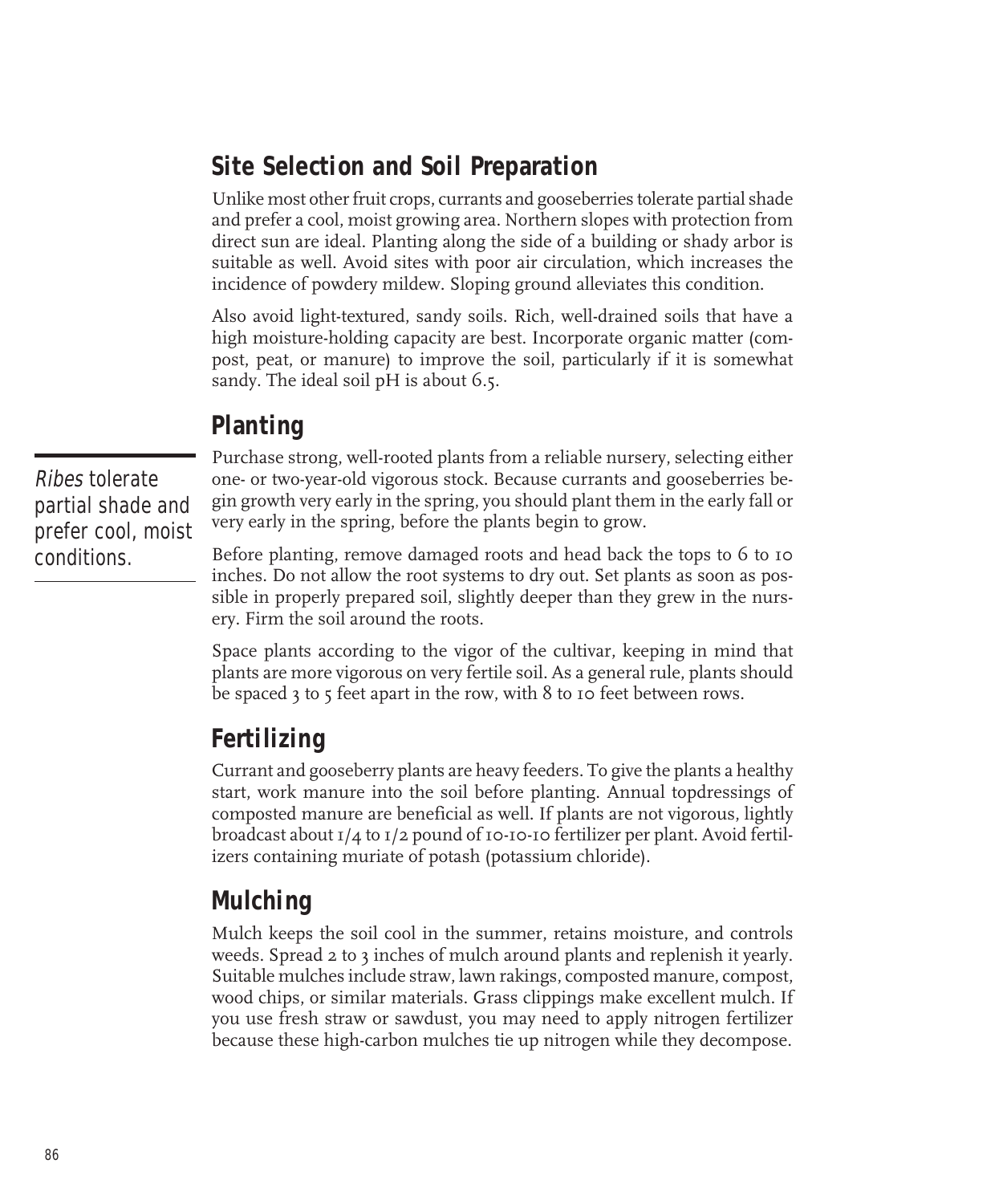## Site Selection and Soil Preparation

Unlike most other fruit crops, currants and gooseberries tolerate partial shade and prefer a cool, moist growing area. Northern slopes with protection from direct sun are ideal. Planting along the side of a building or shady arbor is suitable as well. Avoid sites with poor air circulation, which increases the incidence of powdery mildew. Sloping ground alleviates this condition.

Also avoid light-textured, sandy soils. Rich, well-drained soils that have a high moisture-holding capacity are best. Incorporate organic matter (compost, peat, or manure) to improve the soil, particularly if it is somewhat sandy. The ideal soil pH is about 6.5.

## Planting

*Ribes* tolerate partial shade and prefer cool, moist conditions.

Purchase strong, well-rooted plants from a reliable nursery, selecting either one- or two-year-old vigorous stock. Because currants and gooseberries begin growth very early in the spring, you should plant them in the early fall or very early in the spring, before the plants begin to grow.

Before planting, remove damaged roots and head back the tops to 6 to 10 inches. Do not allow the root systems to dry out. Set plants as soon as possible in properly prepared soil, slightly deeper than they grew in the nursery. Firm the soil around the roots.

Space plants according to the vigor of the cultivar, keeping in mind that plants are more vigorous on very fertile soil. As a general rule, plants should be spaced 3 to 5 feet apart in the row, with 8 to 10 feet between rows.

## Fertilizing

Currant and gooseberry plants are heavy feeders. To give the plants a healthy start, work manure into the soil before planting. Annual topdressings of composted manure are beneficial as well. If plants are not vigorous, lightly broadcast about 1/4 to 1/2 pound of 10-10-10 fertilizer per plant. Avoid fertilizers containing muriate of potash (potassium chloride).

## Mulching

Mulch keeps the soil cool in the summer, retains moisture, and controls weeds. Spread 2 to 3 inches of mulch around plants and replenish it yearly. Suitable mulches include straw, lawn rakings, composted manure, compost, wood chips, or similar materials. Grass clippings make excellent mulch. If you use fresh straw or sawdust, you may need to apply nitrogen fertilizer because these high-carbon mulches tie up nitrogen while they decompose.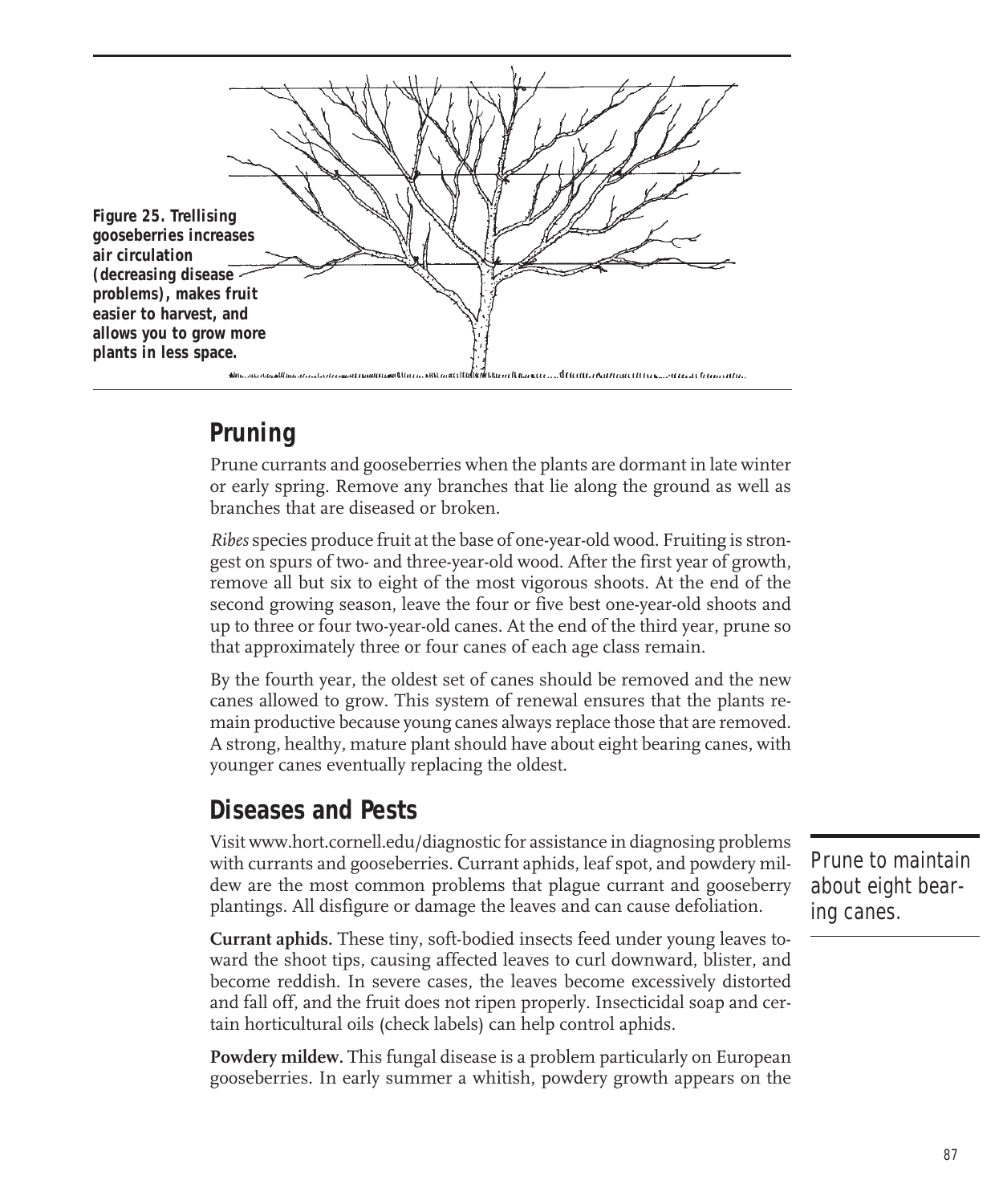Figure 25. Trellising gooseberries increases air circulation (decreasing disease problems), makes fruit easier to harvest, and allows you to grow more plants in less space.

## Pruning

Prune currants and gooseberries when the plants are dormant in late winter or early spring. Remove any branches that lie along the ground as well as branches that are diseased or broken.

*Ribes* species produce fruit at the base of one-year-old wood. Fruiting is strongest on spurs of two- and three-year-old wood. After the first year of growth, remove all but six to eight of the most vigorous shoots. At the end of the second growing season, leave the four or five best one-year-old shoots and up to three or four two-year-old canes. At the end of the third year, prune so that approximately three or four canes of each age class remain.

By the fourth year, the oldest set of canes should be removed and the new canes allowed to grow. This system of renewal ensures that the plants remain productive because young canes always replace those that are removed. A strong, healthy, mature plant should have about eight bearing canes, with younger canes eventually replacing the oldest.

Prune to maintain about eight bearing canes.

## Diseases and Pests

Visit www.hort.cornell.edu/diagnostic for assistance in diagnosing problems with currants and gooseberries. Currant aphids, leaf spot, and powdery mildew are the most common problems that plague currant and gooseberry plantings. All disfigure or damage the leaves and can cause defoliation.

**Currant aphids.** These tiny, soft-bodied insects feed under young leaves toward the shoot tips, causing affected leaves to curl downward, blister, and become reddish. In severe cases, the leaves become excessively distorted and fall off, and the fruit does not ripen properly. Insecticidal soap and certain horticultural oils (check labels) can help control aphids.

**Powdery mildew.** This fungal disease is a problem particularly on European gooseberries. In early summer a whitish, powdery growth appears on the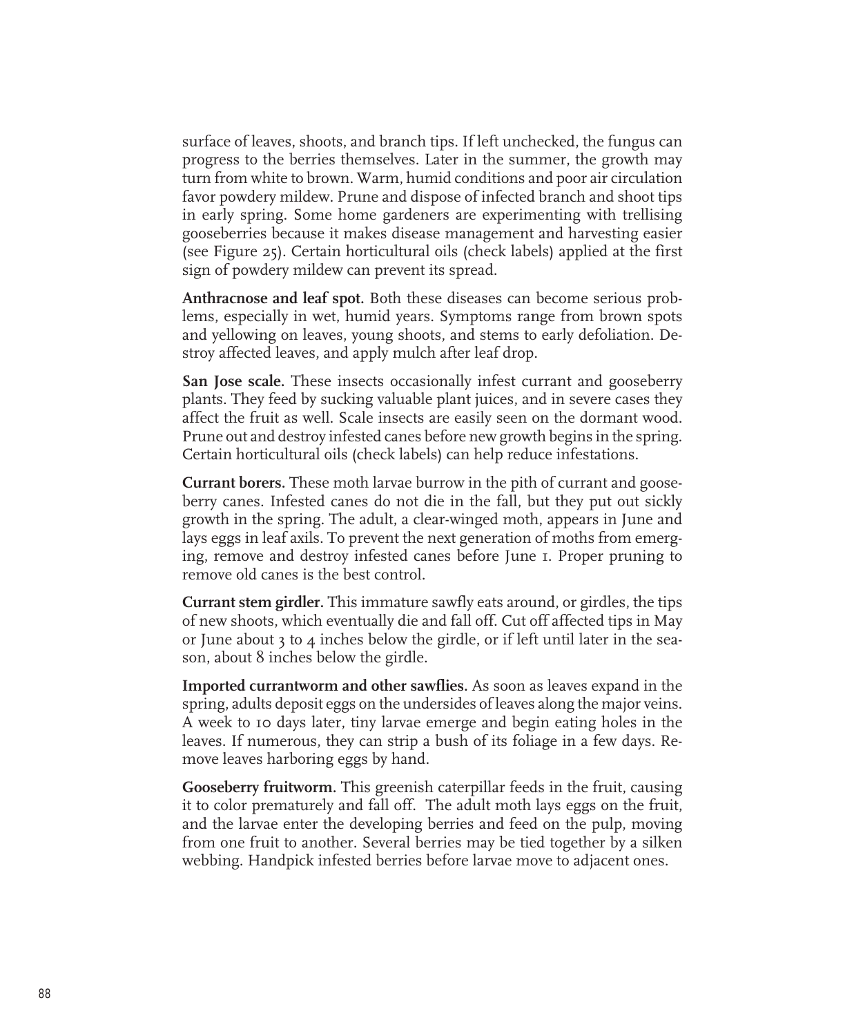surface of leaves, shoots, and branch tips. If left unchecked, the fungus can progress to the berries themselves. Later in the summer, the growth may turn from white to brown. Warm, humid conditions and poor air circulation favor powdery mildew. Prune and dispose of infected branch and shoot tips in early spring. Some home gardeners are experimenting with trellising gooseberries because it makes disease management and harvesting easier (see Figure 25). Certain horticultural oils (check labels) applied at the first sign of powdery mildew can prevent its spread.

**Anthracnose and leaf spot.** Both these diseases can become serious problems, especially in wet, humid years. Symptoms range from brown spots and yellowing on leaves, young shoots, and stems to early defoliation. Destroy affected leaves, and apply mulch after leaf drop.

**San Jose scale.** These insects occasionally infest currant and gooseberry plants. They feed by sucking valuable plant juices, and in severe cases they affect the fruit as well. Scale insects are easily seen on the dormant wood. Prune out and destroy infested canes before new growth begins in the spring. Certain horticultural oils (check labels) can help reduce infestations.

**Currant borers.** These moth larvae burrow in the pith of currant and gooseberry canes. Infested canes do not die in the fall, but they put out sickly growth in the spring. The adult, a clear-winged moth, appears in June and lays eggs in leaf axils. To prevent the next generation of moths from emerging, remove and destroy infested canes before June 1. Proper pruning to remove old canes is the best control.

**Currant stem girdler.** This immature sawfly eats around, or girdles, the tips of new shoots, which eventually die and fall off. Cut off affected tips in May or June about 3 to 4 inches below the girdle, or if left until later in the season, about 8 inches below the girdle.

**Imported currantworm and other sawflies.** As soon as leaves expand in the spring, adults deposit eggs on the undersides of leaves along the major veins. A week to 10 days later, tiny larvae emerge and begin eating holes in the leaves. If numerous, they can strip a bush of its foliage in a few days. Remove leaves harboring eggs by hand.

**Gooseberry fruitworm.** This greenish caterpillar feeds in the fruit, causing it to color prematurely and fall off. The adult moth lays eggs on the fruit, and the larvae enter the developing berries and feed on the pulp, moving from one fruit to another. Several berries may be tied together by a silken webbing. Handpick infested berries before larvae move to adjacent ones.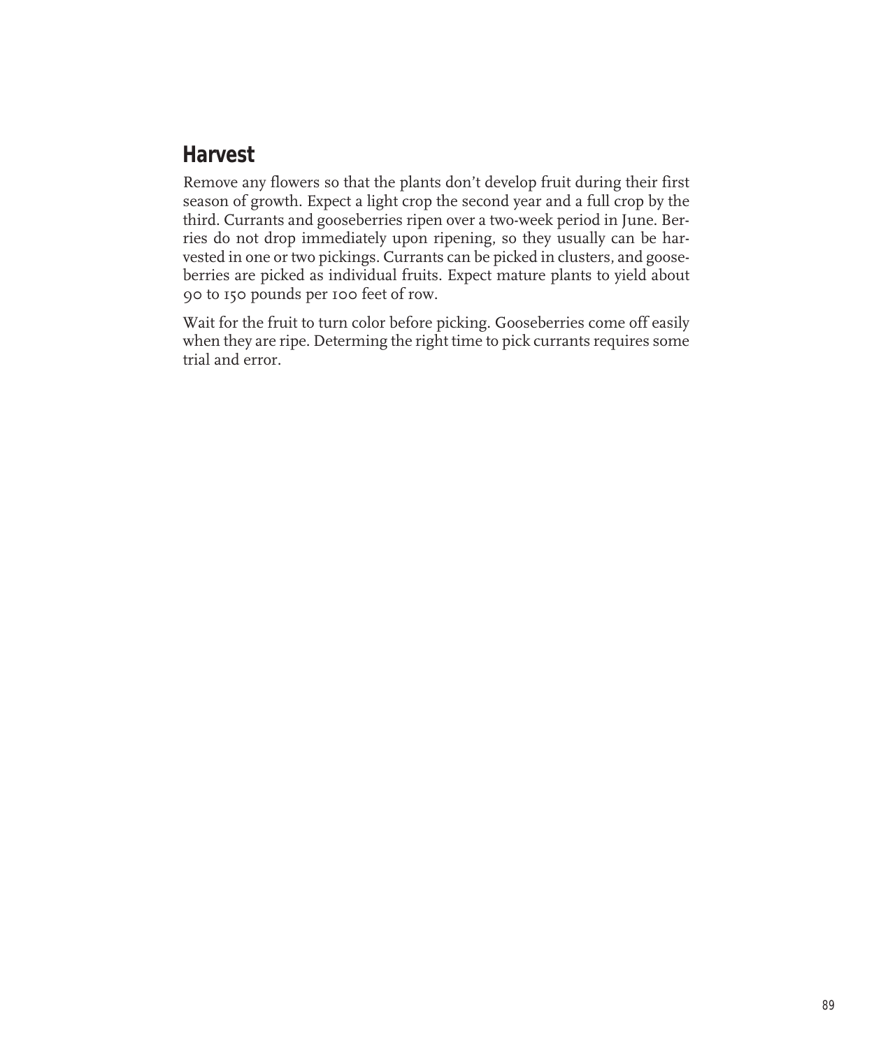## Harvest

Remove any flowers so that the plants don't develop fruit during their first season of growth. Expect a light crop the second year and a full crop by the third. Currants and gooseberries ripen over a two-week period in June. Berries do not drop immediately upon ripening, so they usually can be harvested in one or two pickings. Currants can be picked in clusters, and gooseberries are picked as individual fruits. Expect mature plants to yield about 90 to 150 pounds per 100 feet of row.

Wait for the fruit to turn color before picking. Gooseberries come off easily when they are ripe. Determing the right time to pick currants requires some trial and error.